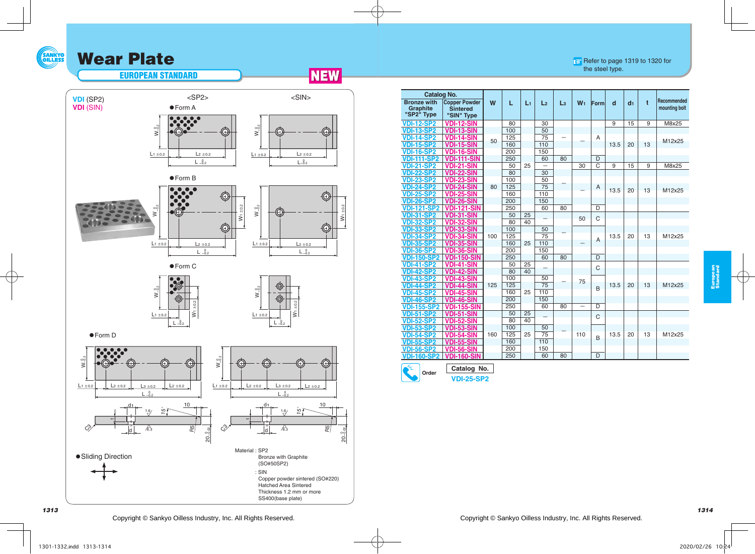# Wear Plate

## EUROPEAN STANDARD

**NEW**

Refer to page 1319 to 1320 for the steel type.

**VDI** (SP2)
**VDI** (SIN)

| Catalog No. Bronze with Graphite "SP2" Type | Catalog No. Copper Powder Sintered "SIN" Type | W | L | $L_1$ | $L_2$ | $L_3$ | $W_1$ | Form | d | $d_1$ | t | Recommended mounting bolt |
|---|---|---|---|---|---|---|---|---|---|---|---|---|
| VDI-12-SP2 | VDI-12-SIN | 50 | 80 | | 30 | – | – | A | 9 | 15 | 9 | M8x25 |
| VDI-13-SP2 | VDI-13-SIN | 50 | 100 | | 50 | – | – | A | 13.5 | 20 | 13 | M12x25 |
| VDI-14-SP2 | VDI-14-SIN | 50 | 125 | | 75 | – | – | A | 13.5 | 20 | 13 | M12x25 |
| VDI-15-SP2 | VDI-15-SIN | 50 | 160 | | 110 | – | – | A | 13.5 | 20 | 13 | M12x25 |
| VDI-16-SP2 | VDI-16-SIN | 50 | 200 | | 150 | – | – | A | 13.5 | 20 | 13 | M12x25 |
| VDI-111-SP2 | VDI-111-SIN | 50 | 250 | | 60 | 80 | – | D | 13.5 | 20 | 13 | M12x25 |
| VDI-21-SP2 | VDI-21-SIN | 80 | 50 | 25 | – | | 30 | C | 9 | 15 | 9 | M8x25 |
| VDI-22-SP2 | VDI-22-SIN | 80 | 80 | 25 | 30 | – | – | A | 13.5 | 20 | 13 | M12x25 |
| VDI-23-SP2 | VDI-23-SIN | 80 | 100 | 25 | 50 | – | – | A | 13.5 | 20 | 13 | M12x25 |
| VDI-24-SP2 | VDI-24-SIN | 80 | 125 | 25 | 75 | – | – | A | 13.5 | 20 | 13 | M12x25 |
| VDI-25-SP2 | VDI-25-SIN | 80 | 160 | 25 | 110 | – | – | A | 13.5 | 20 | 13 | M12x25 |
| VDI-26-SP2 | VDI-26-SIN | 80 | 200 | 25 | 150 | – | – | A | 13.5 | 20 | 13 | M12x25 |
| VDI-121-SP2 | VDI-121-SIN | 80 | 250 | 25 | 60 | 80 | – | D | 13.5 | 20 | 13 | M12x25 |
| VDI-31-SP2 | VDI-31-SIN | 100 | 50 | 25 | – | | 50 | C | 13.5 | 20 | 13 | M12x25 |
| VDI-32-SP2 | VDI-32-SIN | 100 | 80 | 40 | – | | 50 | C | 13.5 | 20 | 13 | M12x25 |
| VDI-33-SP2 | VDI-33-SIN | 100 | 100 | 25 | 50 | – | – | A | 13.5 | 20 | 13 | M12x25 |
| VDI-34-SP2 | VDI-34-SIN | 100 | 125 | 25 | 75 | – | – | A | 13.5 | 20 | 13 | M12x25 |
| VDI-35-SP2 | VDI-35-SIN | 100 | 160 | 25 | 110 | – | – | A | 13.5 | 20 | 13 | M12x25 |
| VDI-36-SP2 | VDI-36-SIN | 100 | 200 | 25 | 150 | – | – | A | 13.5 | 20 | 13 | M12x25 |
| VDI-150-SP2 | VDI-150-SIN | 100 | 250 | 25 | 60 | 80 | – | D | 13.5 | 20 | 13 | M12x25 |
| VDI-41-SP2 | VDI-41-SIN | 125 | 50 | 25 | – | | 75 | C | 13.5 | 20 | 13 | M12x25 |
| VDI-42-SP2 | VDI-42-SIN | 125 | 80 | 40 | – | | 75 | C | 13.5 | 20 | 13 | M12x25 |
| VDI-43-SP2 | VDI-43-SIN | 125 | 100 | 25 | 50 | – | 75 | B | 13.5 | 20 | 13 | M12x25 |
| VDI-44-SP2 | VDI-44-SIN | 125 | 125 | 25 | 75 | – | 75 | B | 13.5 | 20 | 13 | M12x25 |
| VDI-45-SP2 | VDI-45-SIN | 125 | 160 | 25 | 110 | – | 75 | B | 13.5 | 20 | 13 | M12x25 |
| VDI-46-SP2 | VDI-46-SIN | 125 | 200 | 25 | 150 | – | 75 | B | 13.5 | 20 | 13 | M12x25 |
| VDI-155-SP2 | VDI-155-SIN | 125 | 250 | 25 | 60 | 80 | – | D | 13.5 | 20 | 13 | M12x25 |
| VDI-51-SP2 | VDI-51-SIN | 160 | 50 | 25 | – | | 110 | C | 13.5 | 20 | 13 | M12x25 |
| VDI-52-SP2 | VDI-52-SIN | 160 | 80 | 40 | – | | 110 | C | 13.5 | 20 | 13 | M12x25 |
| VDI-53-SP2 | VDI-53-SIN | 160 | 100 | 25 | 50 | – | 110 | B | 13.5 | 20 | 13 | M12x25 |
| VDI-54-SP2 | VDI-54-SIN | 160 | 125 | 25 | 75 | – | 110 | B | 13.5 | 20 | 13 | M12x25 |
| VDI-55-SP2 | VDI-55-SIN | 160 | 160 | 25 | 110 | – | 110 | B | 13.5 | 20 | 13 | M12x25 |
| VDI-56-SP2 | VDI-56-SIN | 160 | 200 | 25 | 150 | – | 110 | B | 13.5 | 20 | 13 | M12x25 |
| VDI-160-SP2 | VDI-160-SIN | 160 | 250 | 25 | 60 | 80 | | D | 13.5 | 20 | 13 | M12x25 |

**Order**

| Catalog No. |
|---|
| VDI-25-SP2 |

<SP2> <SIN>

- Form A
- Form B
- Form C
- Form D

$L_1 \pm 0.2$, $L_2 \pm 0.2$, $L_3 \pm 0.2$, $W_1 \pm 0.2$, $L^{\ 0}_{-0.2}$, $W^{\ 0}_{-0.2}$, $20^{\ 0}_{-0.02}$

- Sliding Direction

Material : SP2
Bronze with Graphite
(SO#50SP2)

: SIN
Copper powder sintered (SO#220)
Hatched Area Sintered
Thickness 1.2 mm or more
SS400(base plate)

Copyright © Sankyo Oilless Industry, Inc. All Rights Reserved.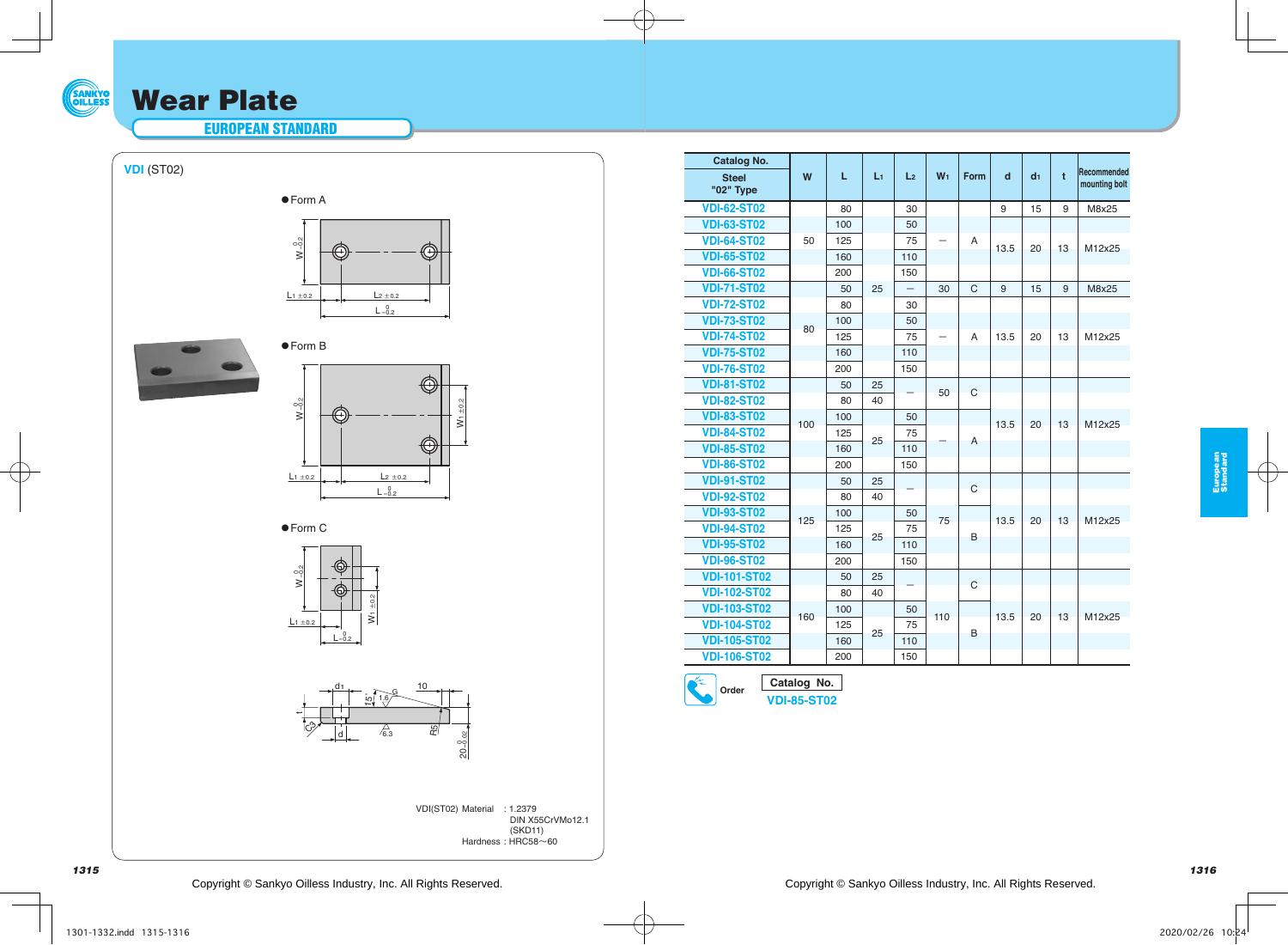# Wear Plate

**EUROPEAN STANDARD**

**VDI** (ST02)

● Form A

● Form B

● Form C

VDI(ST02) Material : 1.2379
DIN X55CrVMo12.1
(SKD11)
Hardness : HRC58～60

| Catalog No. Steel "02" Type | W | L | $L_1$ | $L_2$ | $W_1$ | Form | d | $d_1$ | t | Recommended mounting bolt |
|---|---|---|---|---|---|---|---|---|---|---|
| VDI-62-ST02 | 50 | 80 | 25 | 30 | – | A | 9 | 15 | 9 | M8x25 |
| VDI-63-ST02 | 50 | 100 | 25 | 50 | – | A | 13.5 | 20 | 13 | M12x25 |
| VDI-64-ST02 | 50 | 125 | 25 | 75 | – | A | 13.5 | 20 | 13 | M12x25 |
| VDI-65-ST02 | 50 | 160 | 25 | 110 | – | A | 13.5 | 20 | 13 | M12x25 |
| VDI-66-ST02 | 50 | 200 | 25 | 150 | – | A | 13.5 | 20 | 13 | M12x25 |
| VDI-71-ST02 | 80 | 50 | 25 | – | 30 | C | 9 | 15 | 9 | M8x25 |
| VDI-72-ST02 | 80 | 80 | 25 | 30 | – | A | 13.5 | 20 | 13 | M12x25 |
| VDI-73-ST02 | 80 | 100 | 25 | 50 | – | A | 13.5 | 20 | 13 | M12x25 |
| VDI-74-ST02 | 80 | 125 | 25 | 75 | – | A | 13.5 | 20 | 13 | M12x25 |
| VDI-75-ST02 | 80 | 160 | 25 | 110 | – | A | 13.5 | 20 | 13 | M12x25 |
| VDI-76-ST02 | 80 | 200 | 25 | 150 | – | A | 13.5 | 20 | 13 | M12x25 |
| VDI-81-ST02 | 100 | 50 | 25 | – | 50 | C | 13.5 | 20 | 13 | M12x25 |
| VDI-82-ST02 | 100 | 80 | 40 | – | 50 | C | 13.5 | 20 | 13 | M12x25 |
| VDI-83-ST02 | 100 | 100 | 25 | 50 | – | A | 13.5 | 20 | 13 | M12x25 |
| VDI-84-ST02 | 100 | 125 | 25 | 75 | – | A | 13.5 | 20 | 13 | M12x25 |
| VDI-85-ST02 | 100 | 160 | 25 | 110 | – | A | 13.5 | 20 | 13 | M12x25 |
| VDI-86-ST02 | 100 | 200 | 25 | 150 | – | A | 13.5 | 20 | 13 | M12x25 |
| VDI-91-ST02 | 125 | 50 | 25 | – | 75 | C | 13.5 | 20 | 13 | M12x25 |
| VDI-92-ST02 | 125 | 80 | 40 | – | 75 | C | 13.5 | 20 | 13 | M12x25 |
| VDI-93-ST02 | 125 | 100 | 25 | 50 | 75 | B | 13.5 | 20 | 13 | M12x25 |
| VDI-94-ST02 | 125 | 125 | 25 | 75 | 75 | B | 13.5 | 20 | 13 | M12x25 |
| VDI-95-ST02 | 125 | 160 | 25 | 110 | 75 | B | 13.5 | 20 | 13 | M12x25 |
| VDI-96-ST02 | 125 | 200 | 25 | 150 | 75 | B | 13.5 | 20 | 13 | M12x25 |
| VDI-101-ST02 | 160 | 50 | 25 | – | 110 | C | 13.5 | 20 | 13 | M12x25 |
| VDI-102-ST02 | 160 | 80 | 40 | – | 110 | C | 13.5 | 20 | 13 | M12x25 |
| VDI-103-ST02 | 160 | 100 | 25 | 50 | 110 | B | 13.5 | 20 | 13 | M12x25 |
| VDI-104-ST02 | 160 | 125 | 25 | 75 | 110 | B | 13.5 | 20 | 13 | M12x25 |
| VDI-105-ST02 | 160 | 160 | 25 | 110 | 110 | B | 13.5 | 20 | 13 | M12x25 |
| VDI-106-ST02 | 160 | 200 | 25 | 150 | 110 | B | 13.5 | 20 | 13 | M12x25 |

Order

| Catalog No. |
|---|
| VDI-85-ST02 |

Copyright © Sankyo Oilless Industry, Inc. All Rights Reserved.